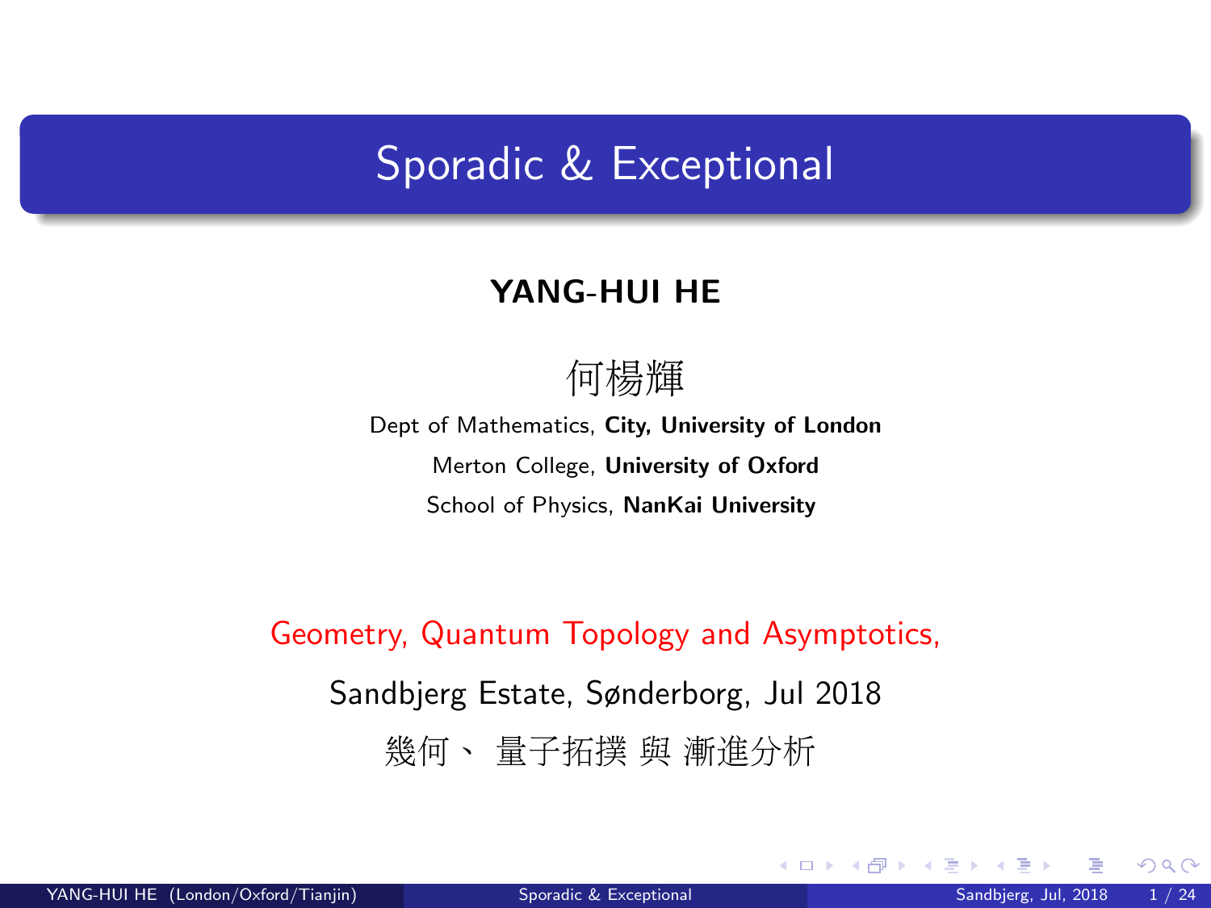# Sporadic & Exceptional

**YANG-HUI HE**

何楊輝

Dept of Mathematics, **City, University of London**

Merton College, **University of Oxford**

School of Physics, **NanKai University**

Geometry, Quantum Topology and Asymptotics,

Sandbjerg Estate, Sønderborg, Jul 2018

幾何、 量子拓撲 與 漸進分析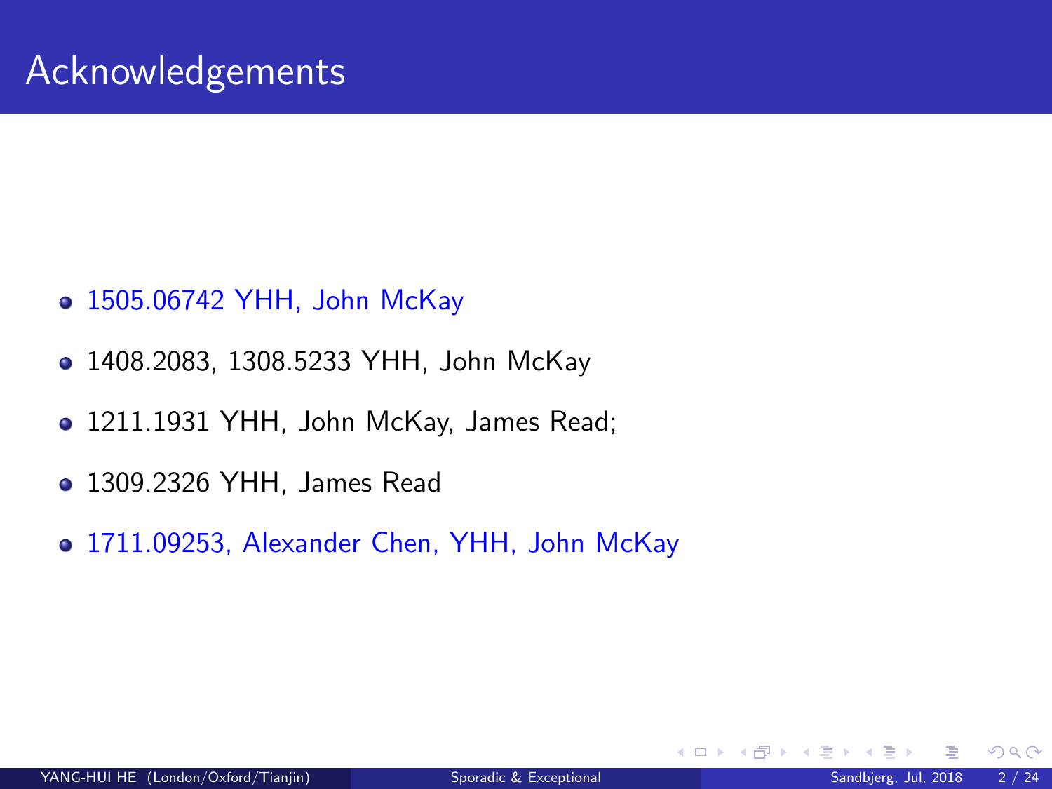# Acknowledgements

- 1505.06742 YHH, John McKay
- 1408.2083, 1308.5233 YHH, John McKay
- 1211.1931 YHH, John McKay, James Read;
- 1309.2326 YHH, James Read
- 1711.09253, Alexander Chen, YHH, John McKay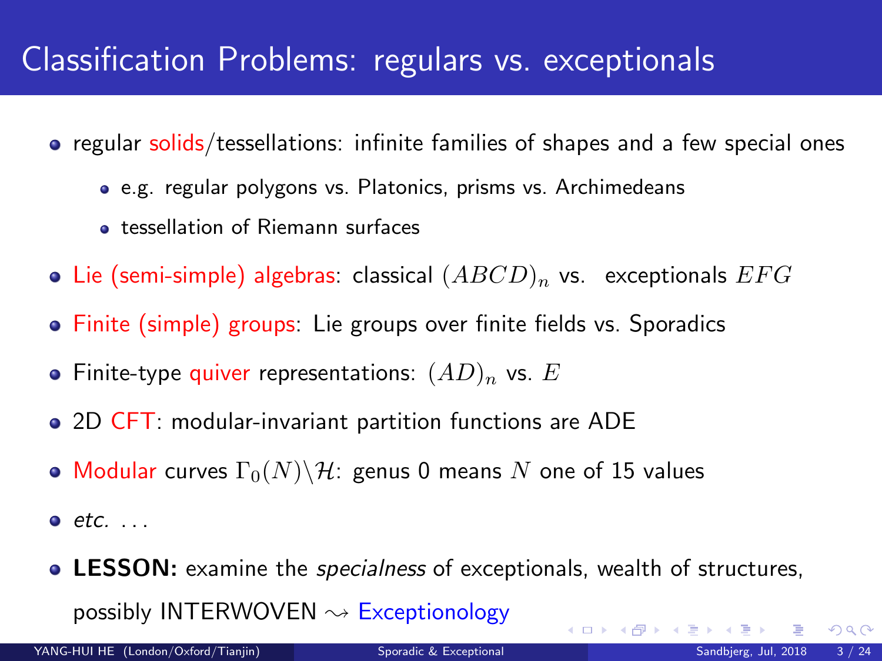# Classification Problems: regulars vs. exceptionals

- regular solids/tessellations: infinite families of shapes and a few special ones
  - e.g. regular polygons vs. Platonics, prisms vs. Archimedeans
  - tessellation of Riemann surfaces
- Lie (semi-simple) algebras: classical $(ABCD)_n$ vs. exceptionals $EFG$
- Finite (simple) groups: Lie groups over finite fields vs. Sporadics
- Finite-type quiver representations: $(AD)_n$ vs. $E$
- 2D CFT: modular-invariant partition functions are ADE
- Modular curves $\Gamma_0(N)\backslash\mathcal{H}$: genus 0 means $N$ one of 15 values
- *etc.* ...
- **LESSON:** examine the *specialness* of exceptionals, wealth of structures, possibly INTERWOVEN $\rightsquigarrow$ Exceptionology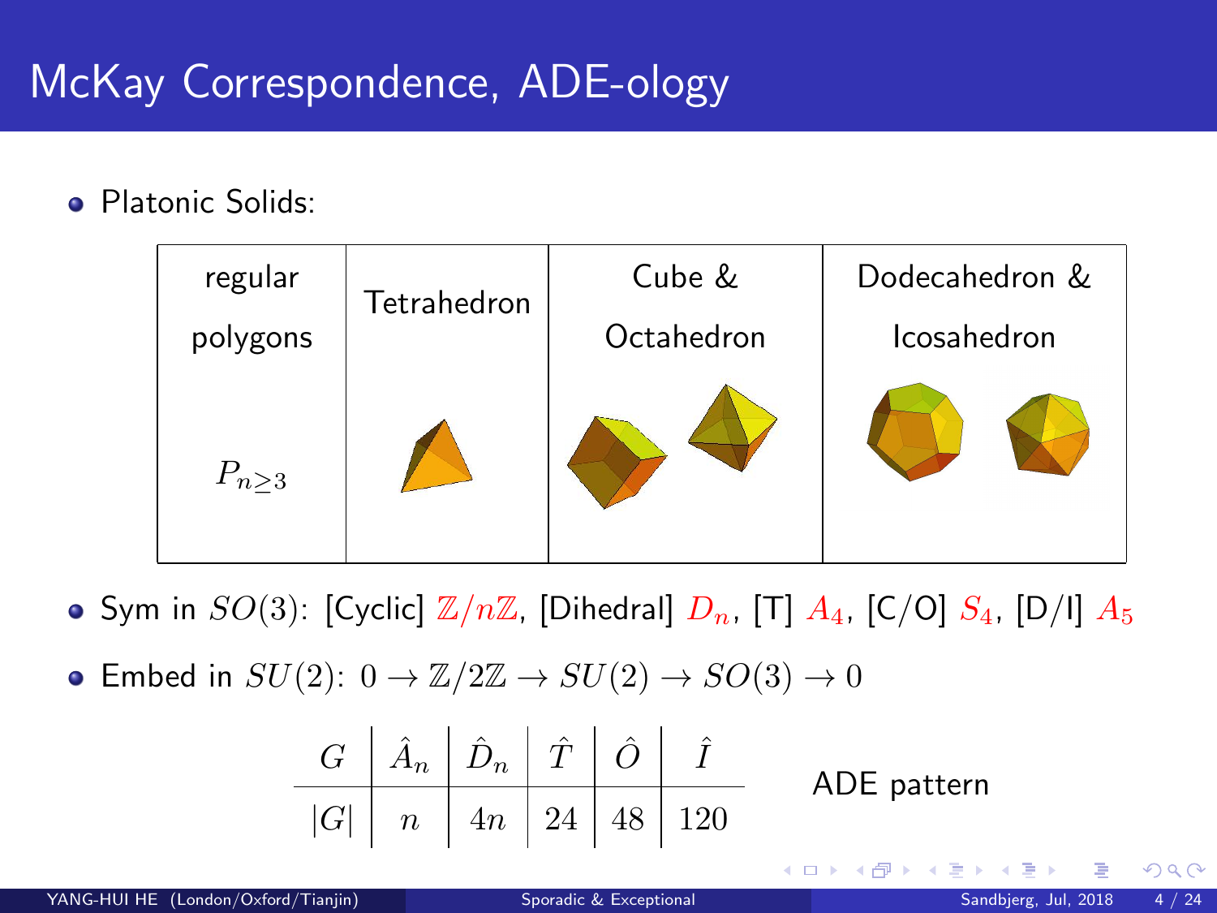# McKay Correspondence, ADE-ology

- Platonic Solids:

| regular polygons | Tetrahedron | Cube & Octahedron | Dodecahedron & Icosahedron |
|---|---|---|---|
| $P_{n\geq 3}$ | | | |

- Sym in $SO(3)$: [Cyclic] $\mathbb{Z}/n\mathbb{Z}$, [Dihedral] $D_n$, [T] $A_4$, [C/O] $S_4$, [D/I] $A_5$
- Embed in $SU(2)$: $0 \to \mathbb{Z}/2\mathbb{Z} \to SU(2) \to SO(3) \to 0$

| $G$ | $\hat{A}_n$ | $\hat{D}_n$ | $\hat{T}$ | $\hat{O}$ | $\hat{I}$ |
|---|---|---|---|---|---|
| $\lvert G\rvert$ | $n$ | $4n$ | 24 | 48 | 120 |

ADE pattern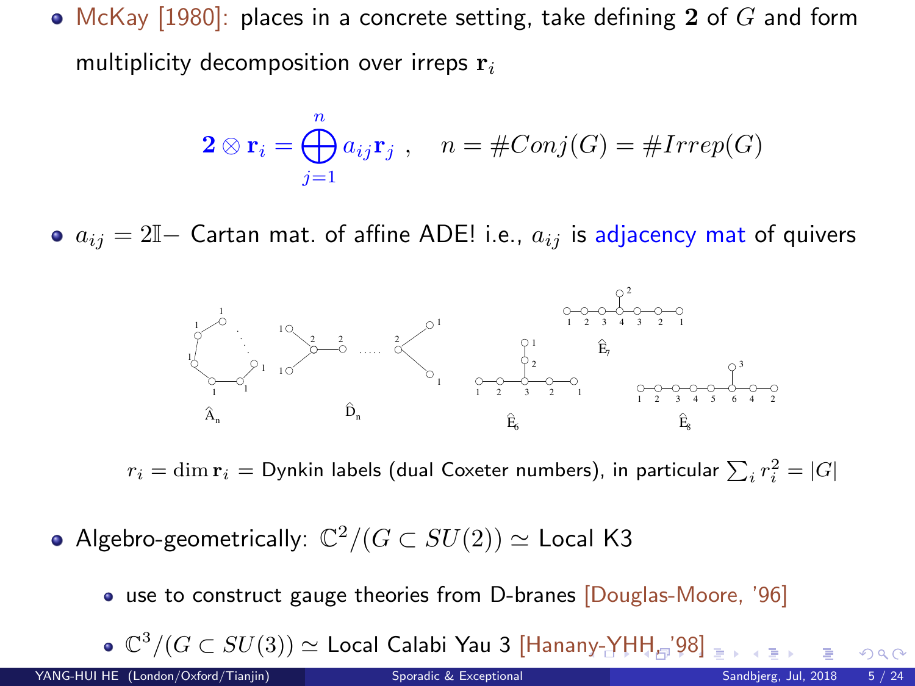- McKay [1980]: places in a concrete setting, take defining $\mathbf{2}$ of $G$ and form multiplicity decomposition over irreps $\mathbf{r}_i$

$$\mathbf{2} \otimes \mathbf{r}_i = \bigoplus_{j=1}^{n} a_{ij} \mathbf{r}_j \ , \quad n = \#Conj(G) = \#Irrep(G)$$

- $a_{ij} = 2\mathbb{I} -$ Cartan mat. of affine ADE! i.e., $a_{ij}$ is adjacency mat of quivers

$\widehat{A}_n$ $\widehat{D}_n$ $\widehat{E}_6$ $\widehat{E}_7$ $\widehat{E}_8$

$r_i = \dim \mathbf{r}_i =$ Dynkin labels (dual Coxeter numbers), in particular $\sum_i r_i^2 = |G|$

- Algebro-geometrically: $\mathbb{C}^2/(G \subset SU(2)) \simeq$ Local K3
  - use to construct gauge theories from D-branes [Douglas-Moore, '96]
  - $\mathbb{C}^3/(G \subset SU(3)) \simeq$ Local Calabi Yau 3 [Hanany-YHH, '98]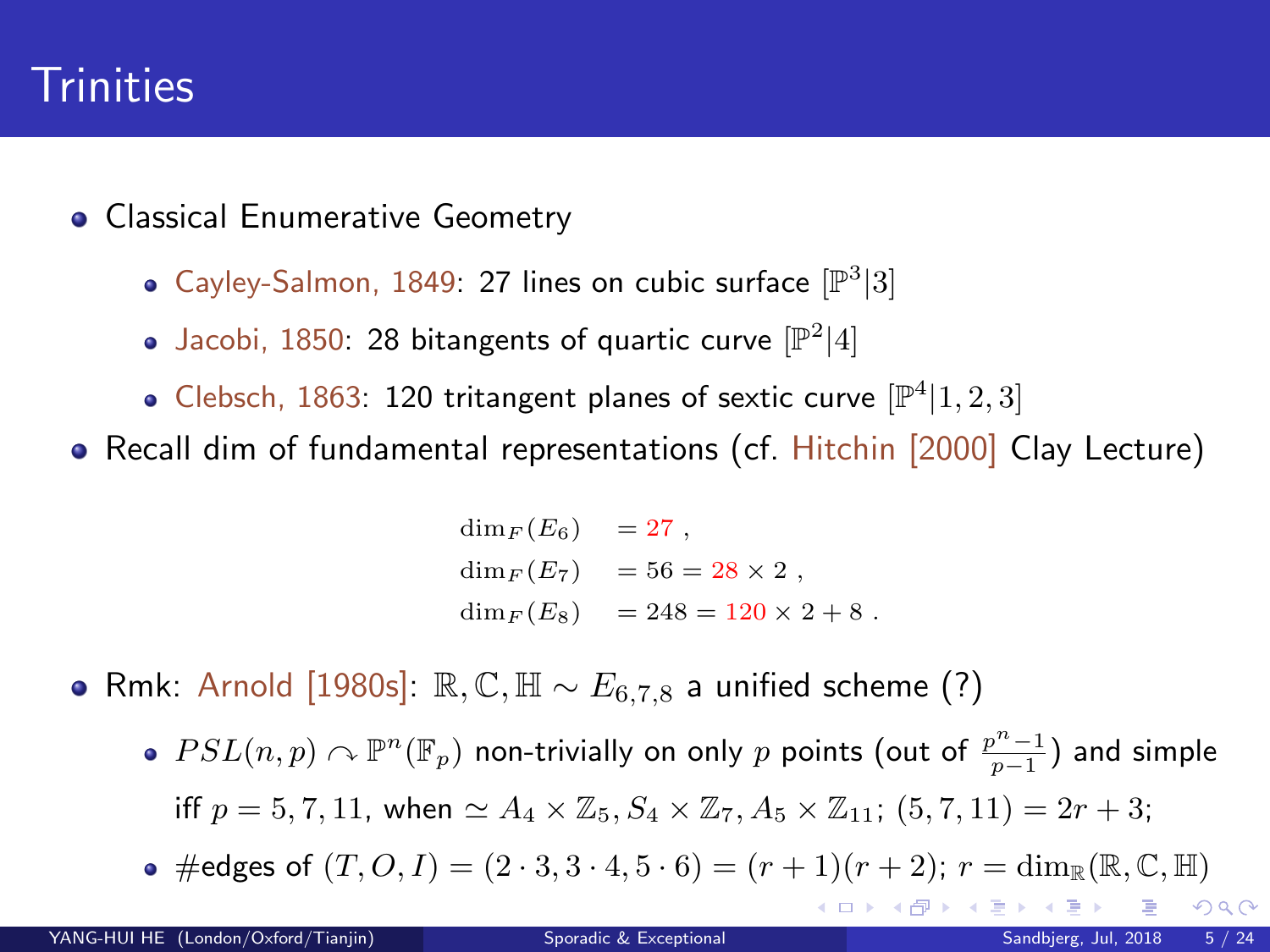# Trinities

- Classical Enumerative Geometry
  - Cayley-Salmon, 1849: 27 lines on cubic surface $[\mathbb{P}^3|3]$
  - Jacobi, 1850: 28 bitangents of quartic curve $[\mathbb{P}^2|4]$
  - Clebsch, 1863: 120 tritangent planes of sextic curve $[\mathbb{P}^4|1,2,3]$
- Recall dim of fundamental representations (cf. Hitchin [2000] Clay Lecture)

$$
\begin{aligned}
\dim_F(E_6) &= 27 \, , \\
\dim_F(E_7) &= 56 = 28 \times 2 \, , \\
\dim_F(E_8) &= 248 = 120 \times 2 + 8 \, .
\end{aligned}
$$

- Rmk: Arnold [1980s]: $\mathbb{R}, \mathbb{C}, \mathbb{H} \sim E_{6,7,8}$ a unified scheme (?)
  - $PSL(n,p) \curvearrowright \mathbb{P}^n(\mathbb{F}_p)$ non-trivially on only $p$ points (out of $\frac{p^n-1}{p-1}$) and simple iff $p = 5, 7, 11$, when $\simeq A_4 \times \mathbb{Z}_5, S_4 \times \mathbb{Z}_7, A_5 \times \mathbb{Z}_{11}$; $(5,7,11) = 2r+3$;
  - #edges of $(T, O, I) = (2 \cdot 3, 3 \cdot 4, 5 \cdot 6) = (r+1)(r+2)$; $r = \dim_{\mathbb{R}}(\mathbb{R}, \mathbb{C}, \mathbb{H})$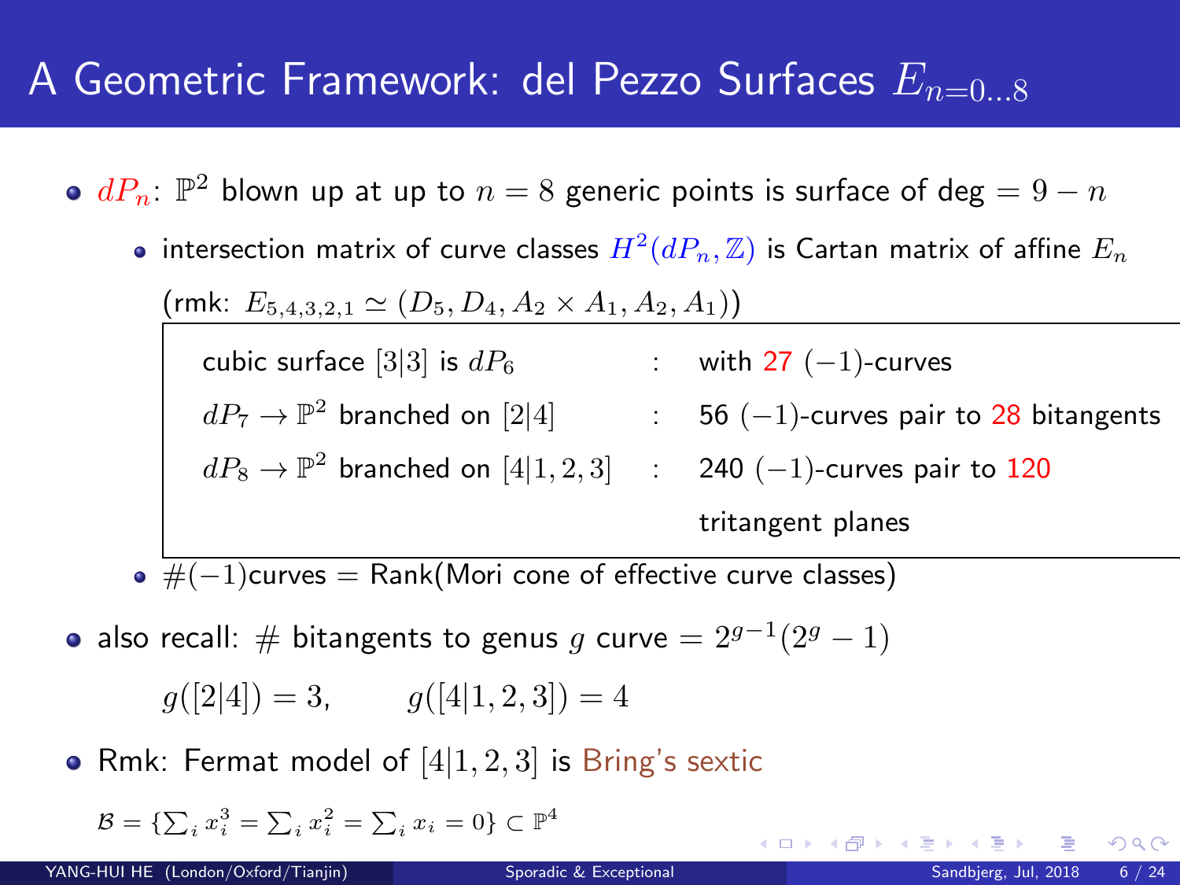# A Geometric Framework: del Pezzo Surfaces $E_{n=0...8}$

- $dP_n$: $\mathbb{P}^2$ blown up at up to $n = 8$ generic points is surface of deg $= 9 - n$
  - intersection matrix of curve classes $H^2(dP_n, \mathbb{Z})$ is Cartan matrix of affine $E_n$

    (rmk: $E_{5,4,3,2,1} \simeq (D_5, D_4, A_2 \times A_1, A_2, A_1)$)

    | | | |
    |---|---|---|
    | cubic surface $[3\|3]$ is $dP_6$ | : | with 27 $(-1)$-curves |
    | $dP_7 \to \mathbb{P}^2$ branched on $[2\|4]$ | : | 56 $(-1)$-curves pair to 28 bitangents |
    | $dP_8 \to \mathbb{P}^2$ branched on $[4\|1,2,3]$ | : | 240 $(-1)$-curves pair to 120 tritangent planes |

  - $\#(-1)$curves = Rank(Mori cone of effective curve classes)
- also recall: # bitangents to genus $g$ curve $= 2^{g-1}(2^g - 1)$

  $g([2|4]) = 3, \qquad g([4|1,2,3]) = 4$
- Rmk: Fermat model of $[4|1,2,3]$ is Bring's sextic

  $\mathcal{B} = \{\sum_i x_i^3 = \sum_i x_i^2 = \sum_i x_i = 0\} \subset \mathbb{P}^4$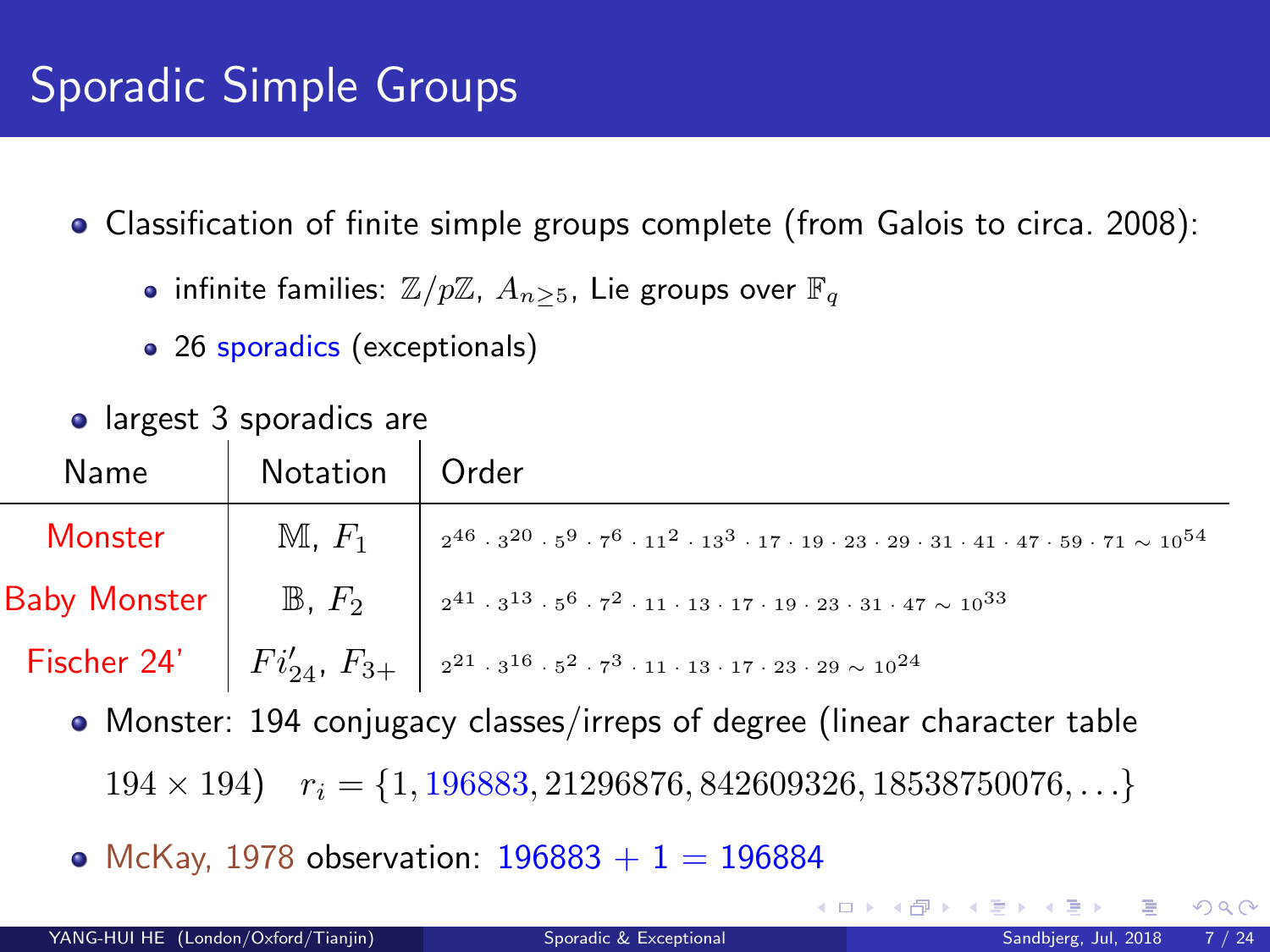# Sporadic Simple Groups

- Classification of finite simple groups complete (from Galois to circa. 2008):
  - infinite families: $\mathbb{Z}/p\mathbb{Z}$, $A_{n\geq 5}$, Lie groups over $\mathbb{F}_q$
  - 26 sporadics (exceptionals)
- largest 3 sporadics are

| Name | Notation | Order |
|---|---|---|
| Monster | $\mathbb{M}$, $F_1$ | $2^{46} \cdot 3^{20} \cdot 5^9 \cdot 7^6 \cdot 11^2 \cdot 13^3 \cdot 17 \cdot 19 \cdot 23 \cdot 29 \cdot 31 \cdot 41 \cdot 47 \cdot 59 \cdot 71 \sim 10^{54}$ |
| Baby Monster | $\mathbb{B}$, $F_2$ | $2^{41} \cdot 3^{13} \cdot 5^6 \cdot 7^2 \cdot 11 \cdot 13 \cdot 17 \cdot 19 \cdot 23 \cdot 31 \cdot 47 \sim 10^{33}$ |
| Fischer 24' | $Fi'_{24}$, $F_{3+}$ | $2^{21} \cdot 3^{16} \cdot 5^2 \cdot 7^3 \cdot 11 \cdot 13 \cdot 17 \cdot 23 \cdot 29 \sim 10^{24}$ |

- Monster: 194 conjugacy classes/irreps of degree (linear character table $194 \times 194$) $\quad r_i = \{1, 196883, 21296876, 842609326, 18538750076, \ldots\}$
- McKay, 1978 observation: $196883 + 1 = 196884$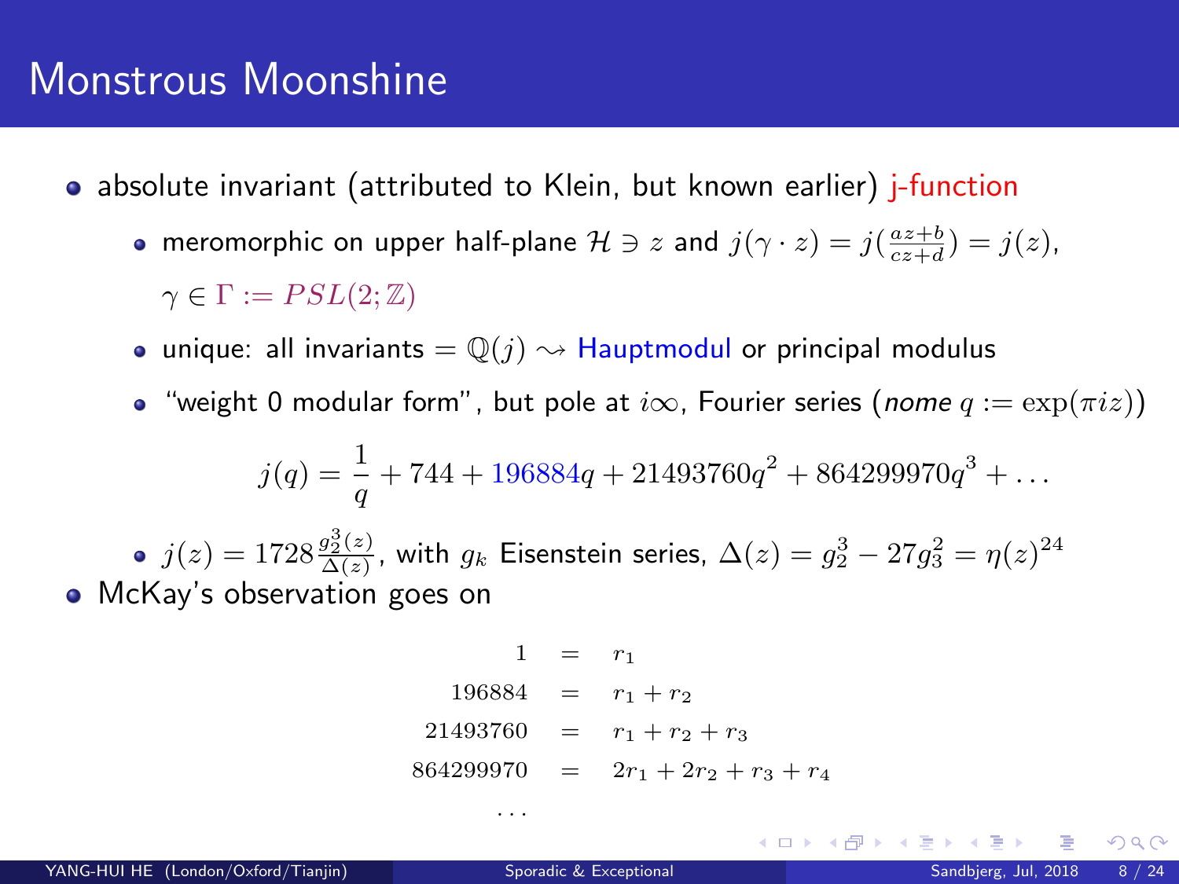# Monstrous Moonshine

- absolute invariant (attributed to Klein, but known earlier) j-function
  - meromorphic on upper half-plane $\mathcal{H} \ni z$ and $j(\gamma \cdot z) = j(\frac{az+b}{cz+d}) = j(z)$, $\gamma \in \Gamma := PSL(2;\mathbb{Z})$
  - unique: all invariants $= \mathbb{Q}(j) \rightsquigarrow$ Hauptmodul or principal modulus
  - "weight 0 modular form", but pole at $i\infty$, Fourier series (*nome* $q := \exp(\pi i z)$)

$$j(q) = \frac{1}{q} + 744 + 196884q + 21493760q^2 + 864299970q^3 + \ldots$$

  - $j(z) = 1728\frac{g_2^3(z)}{\Delta(z)}$, with $g_k$ Eisenstein series, $\Delta(z) = g_2^3 - 27g_3^2 = \eta(z)^{24}$
- McKay's observation goes on

$$\begin{aligned}
1 &= r_1 \\
196884 &= r_1 + r_2 \\
21493760 &= r_1 + r_2 + r_3 \\
864299970 &= 2r_1 + 2r_2 + r_3 + r_4 \\
\ldots &
\end{aligned}$$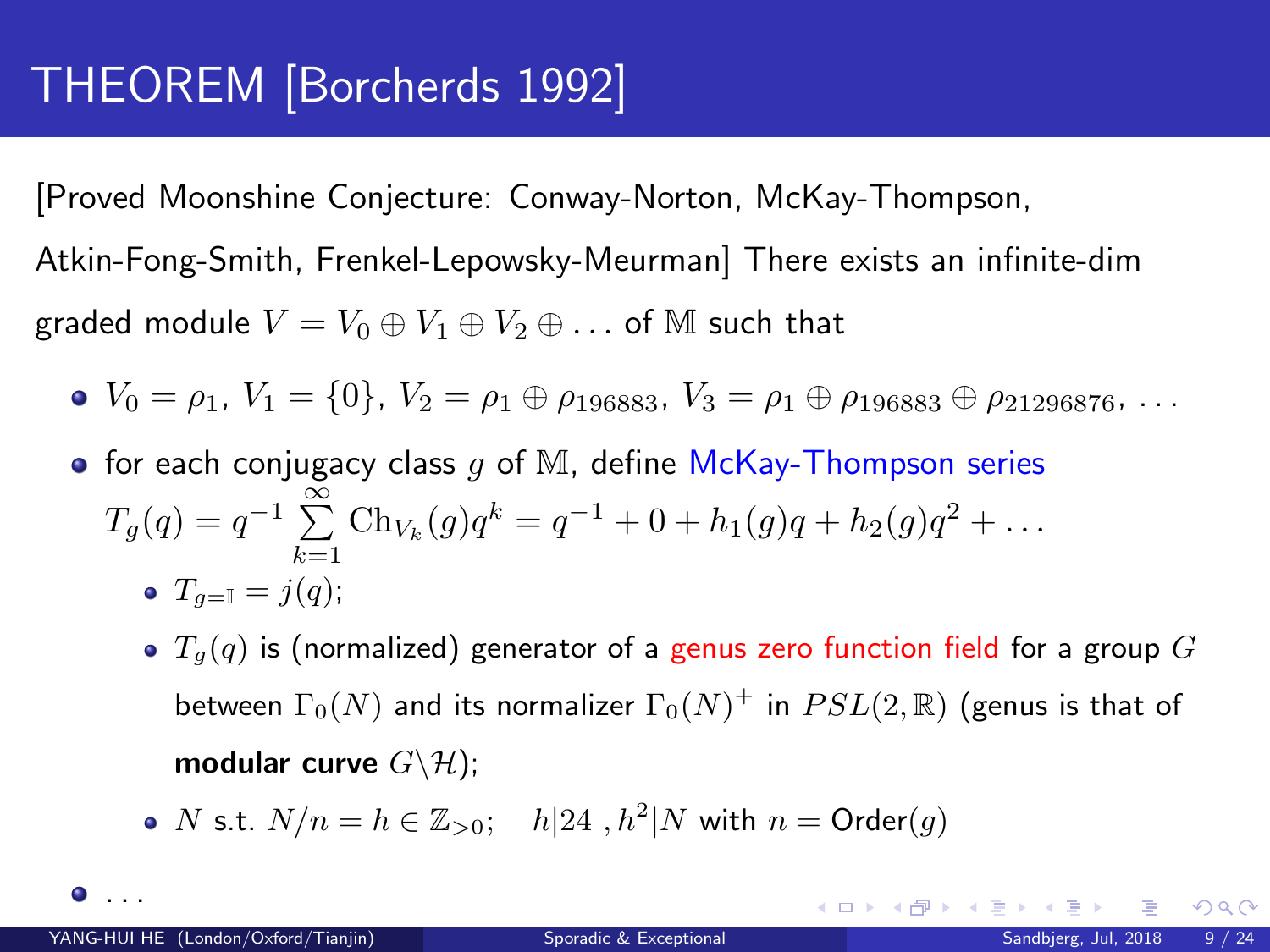# THEOREM [Borcherds 1992]

[Proved Moonshine Conjecture: Conway-Norton, McKay-Thompson, Atkin-Fong-Smith, Frenkel-Lepowsky-Meurman] There exists an infinite-dim graded module $V = V_0 \oplus V_1 \oplus V_2 \oplus \ldots$ of $\mathbb{M}$ such that

- $V_0 = \rho_1$, $V_1 = \{0\}$, $V_2 = \rho_1 \oplus \rho_{196883}$, $V_3 = \rho_1 \oplus \rho_{196883} \oplus \rho_{21296876}$, $\ldots$
- for each conjugacy class $g$ of $\mathbb{M}$, define McKay-Thompson series
  $T_g(q) = q^{-1} \sum\limits_{k=1}^{\infty} \mathrm{Ch}_{V_k}(g) q^k = q^{-1} + 0 + h_1(g)q + h_2(g)q^2 + \ldots$
  - $T_{g=\mathbb{I}} = j(q)$;
  - $T_g(q)$ is (normalized) generator of a genus zero function field for a group $G$ between $\Gamma_0(N)$ and its normalizer $\Gamma_0(N)^+$ in $PSL(2,\mathbb{R})$ (genus is that of **modular curve** $G \backslash \mathcal{H}$);
  - $N$ s.t. $N/n = h \in \mathbb{Z}_{>0}$; $\quad h | 24$ , $h^2 | N$ with $n = \text{Order}(g)$
- $\ldots$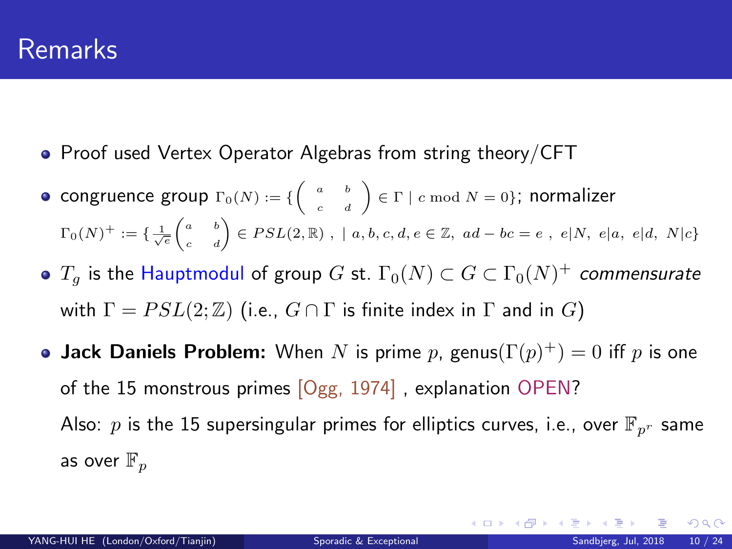# Remarks

- Proof used Vertex Operator Algebras from string theory/CFT
- congruence group $\Gamma_0(N) := \{\left(\begin{array}{cc} a & b \\ c & d \end{array}\right) \in \Gamma \mid c \bmod N = 0\}$; normalizer $\Gamma_0(N)^+ := \{\frac{1}{\sqrt{e}}\begin{pmatrix} a & b \\ c & d \end{pmatrix} \in PSL(2,\mathbb{R}) \ , \mid a,b,c,d,e \in \mathbb{Z},\ ad-bc = e \ ,\ e|N,\ e|a,\ e|d,\ N|c\}$
- $T_g$ is the Hauptmodul of group $G$ st. $\Gamma_0(N) \subset G \subset \Gamma_0(N)^+$ *commensurate* with $\Gamma = PSL(2;\mathbb{Z})$ (i.e., $G \cap \Gamma$ is finite index in $\Gamma$ and in $G$)
- **Jack Daniels Problem:** When $N$ is prime $p$, genus$(\Gamma(p)^+) = 0$ iff $p$ is one of the 15 monstrous primes [Ogg, 1974] , explanation OPEN?

  Also: $p$ is the 15 supersingular primes for elliptics curves, i.e., over $\mathbb{F}_{p^r}$ same as over $\mathbb{F}_p$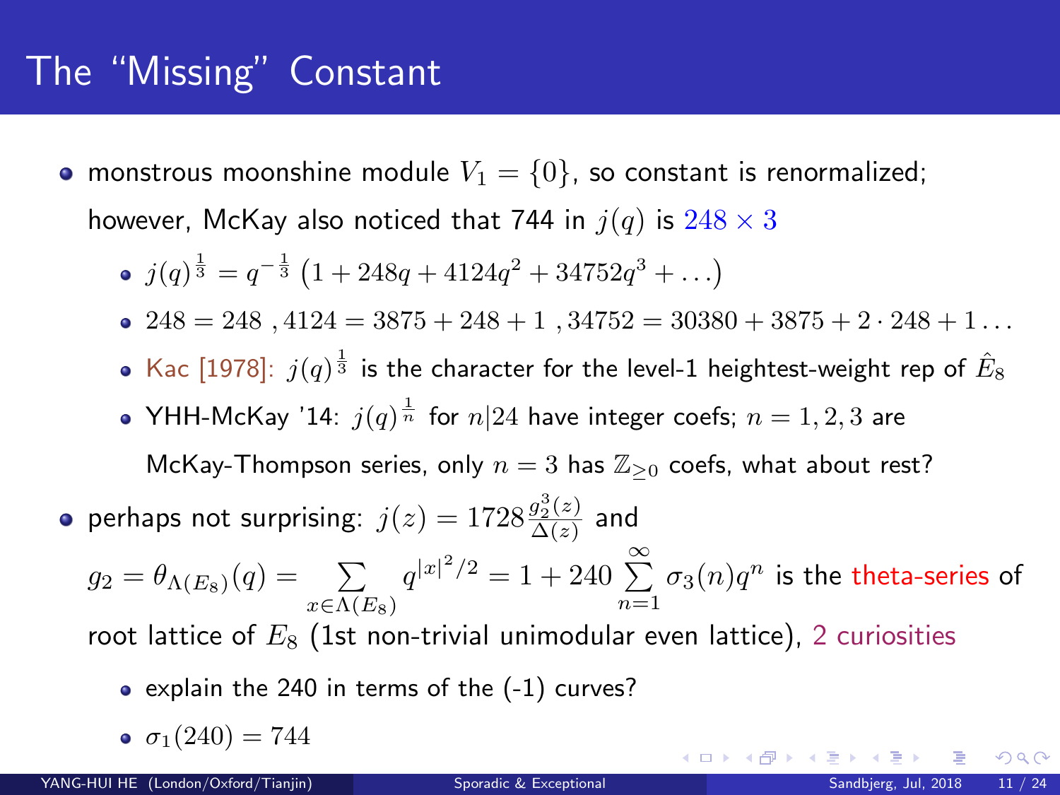# The "Missing" Constant

- monstrous moonshine module $V_1 = \{0\}$, so constant is renormalized; however, McKay also noticed that 744 in $j(q)$ is $248 \times 3$
  - $j(q)^{\frac{1}{3}} = q^{-\frac{1}{3}} \left(1 + 248q + 4124q^2 + 34752q^3 + \ldots\right)$
  - $248 = 248$ , $4124 = 3875 + 248 + 1$ , $34752 = 30380 + 3875 + 2 \cdot 248 + 1 \ldots$
  - Kac [1978]: $j(q)^{\frac{1}{3}}$ is the character for the level-1 heightest-weight rep of $\hat{E}_8$
  - YHH-McKay '14: $j(q)^{\frac{1}{n}}$ for $n|24$ have integer coefs; $n = 1, 2, 3$ are McKay-Thompson series, only $n = 3$ has $\mathbb{Z}_{\geq 0}$ coefs, what about rest?
- perhaps not surprising: $j(z) = 1728 \frac{g_2^3(z)}{\Delta(z)}$ and $g_2 = \theta_{\Lambda(E_8)}(q) = \sum\limits_{x \in \Lambda(E_8)} q^{|x|^2/2} = 1 + 240 \sum\limits_{n=1}^{\infty} \sigma_3(n) q^n$ is the theta-series of root lattice of $E_8$ (1st non-trivial unimodular even lattice), 2 curiosities
  - explain the 240 in terms of the (-1) curves?
  - $\sigma_1(240) = 744$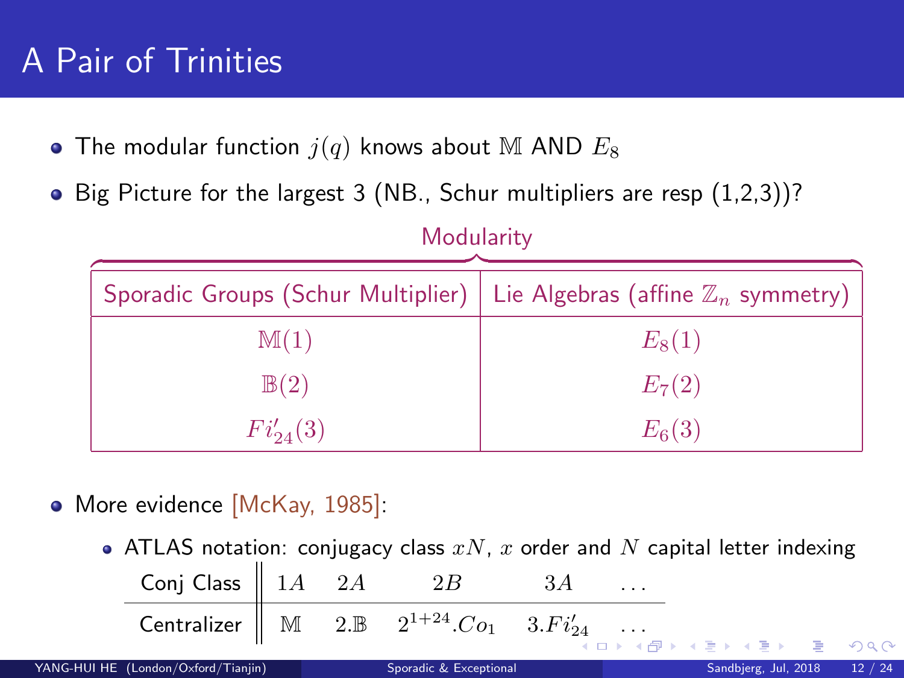# A Pair of Trinities

- The modular function $j(q)$ knows about $\mathbb{M}$ AND $E_8$
- Big Picture for the largest 3 (NB., Schur multipliers are resp (1,2,3))?

Modularity

| Sporadic Groups (Schur Multiplier) | Lie Algebras (affine $\mathbb{Z}_n$ symmetry) |
|---|---|
| $\mathbb{M}(1)$ | $E_8(1)$ |
| $\mathbb{B}(2)$ | $E_7(2)$ |
| $Fi'_{24}(3)$ | $E_6(3)$ |

- More evidence [McKay, 1985]:
  - ATLAS notation: conjugacy class $xN$, $x$ order and $N$ capital letter indexing

| Conj Class | $1A$ | $2A$ | $2B$ | $3A$ | $\ldots$ |
|---|---|---|---|---|---|
| Centralizer | $\mathbb{M}$ | $2.\mathbb{B}$ | $2^{1+24}.Co_1$ | $3.Fi'_{24}$ | $\ldots$ |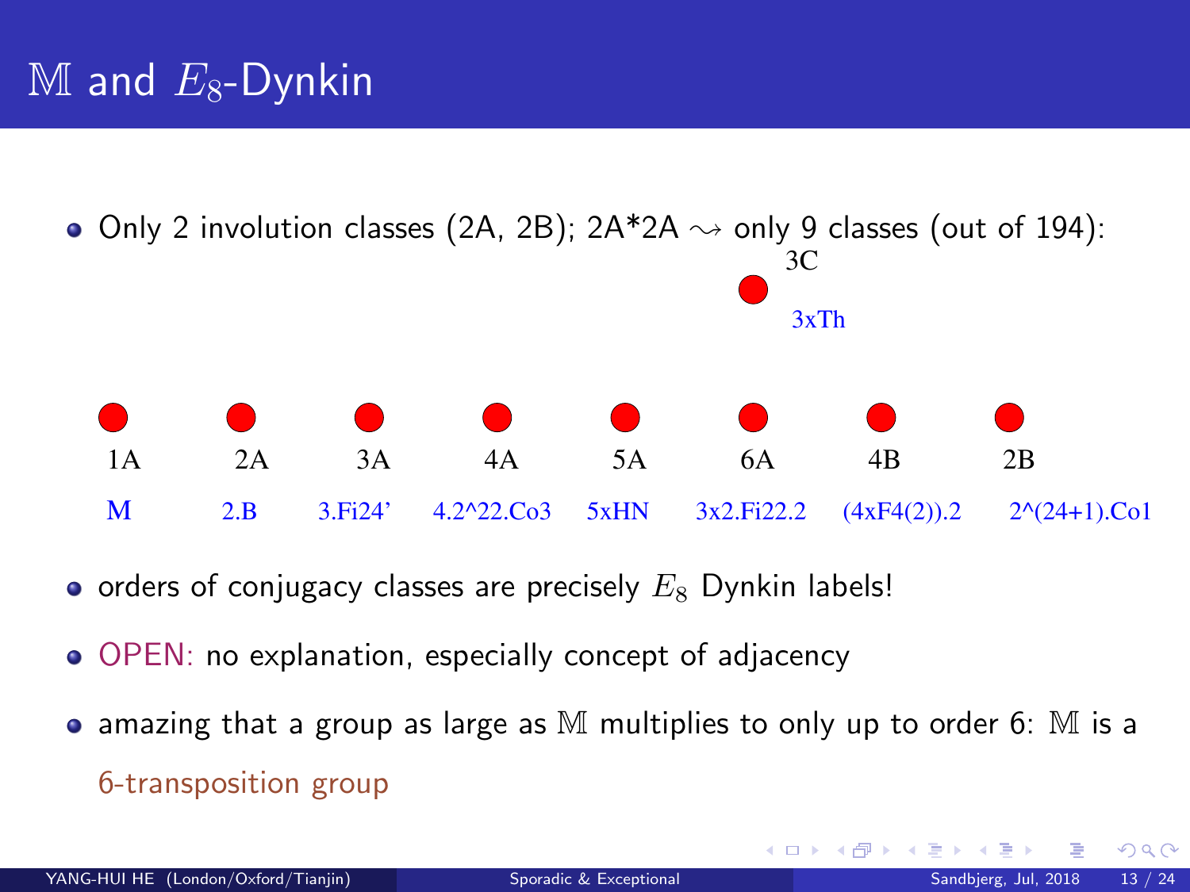# $\mathbb{M}$ and $E_8$-Dynkin

- Only 2 involution classes (2A, 2B); 2A*2A $\rightsquigarrow$ only 9 classes (out of 194):

3C
3xTh

| 1A | 2A | 3A | 4A | 5A | 6A | 4B | 2B |
|---|---|---|---|---|---|---|---|
| M | 2.B | 3.Fi24' | 4.2^22.Co3 | 5xHN | 3x2.Fi22.2 | (4xF4(2)).2 | 2^(24+1).Co1 |

- orders of conjugacy classes are precisely $E_8$ Dynkin labels!
- OPEN: no explanation, especially concept of adjacency
- amazing that a group as large as $\mathbb{M}$ multiplies to only up to order 6: $\mathbb{M}$ is a 6-transposition group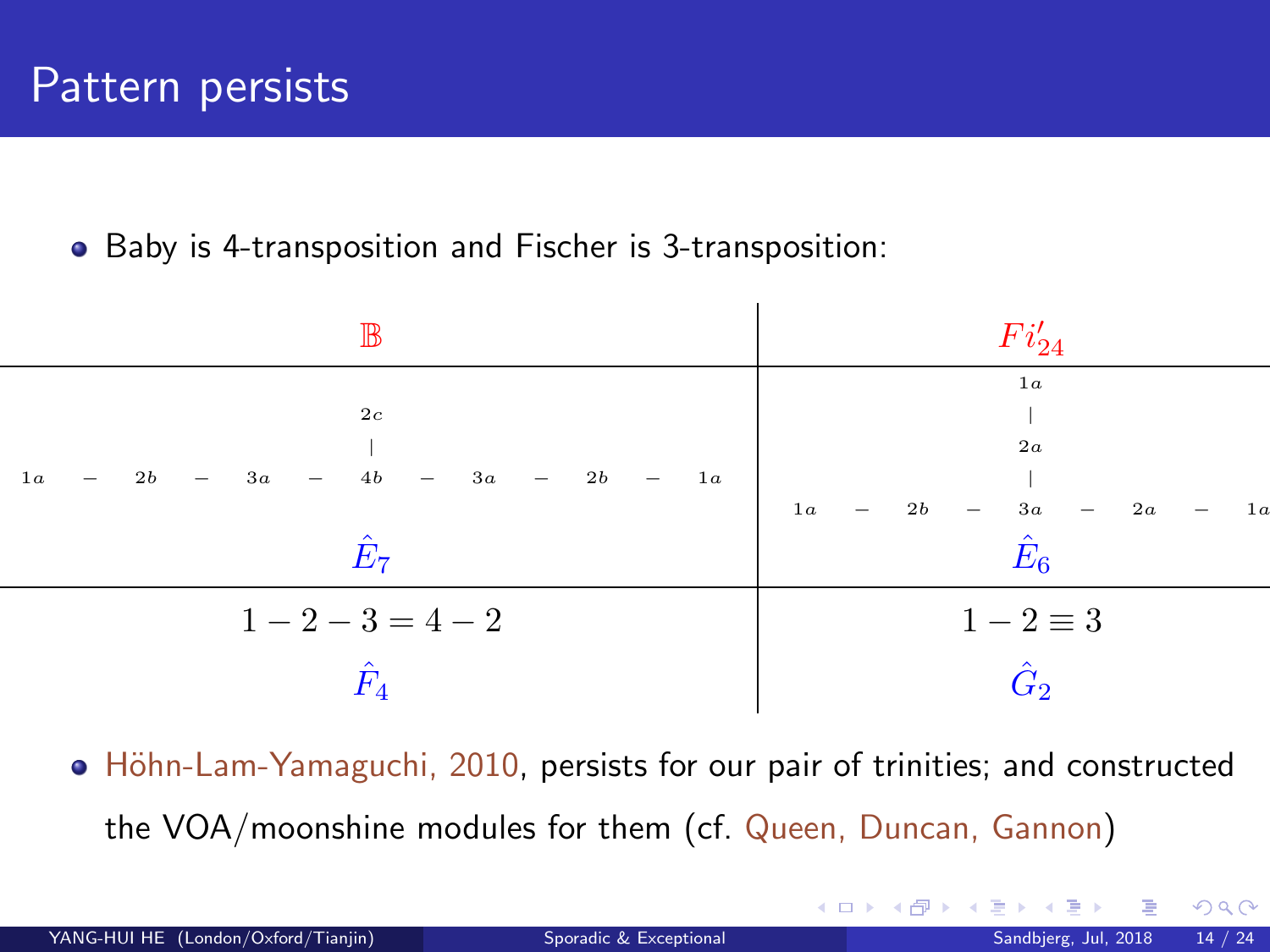# Pattern persists

- Baby is 4-transposition and Fischer is 3-transposition:

| $\mathbb{B}$ | $Fi'_{24}$ |
| --- | --- |
| $2c$ <br> $\vert$ <br> $1a - 2b - 3a - 4b - 3a - 2b - 1a$ <br> $\hat{E}_7$ | $1a$ <br> $\vert$ <br> $2a$ <br> $\vert$ <br> $1a - 2b - 3a - 2a - 1a$ <br> $\hat{E}_6$ |
| $1 - 2 - 3 = 4 - 2$ <br> $\hat{F}_4$ | $1 - 2 \equiv 3$ <br> $\hat{G}_2$ |

- Höhn-Lam-Yamaguchi, 2010, persists for our pair of trinities; and constructed the VOA/moonshine modules for them (cf. Queen, Duncan, Gannon)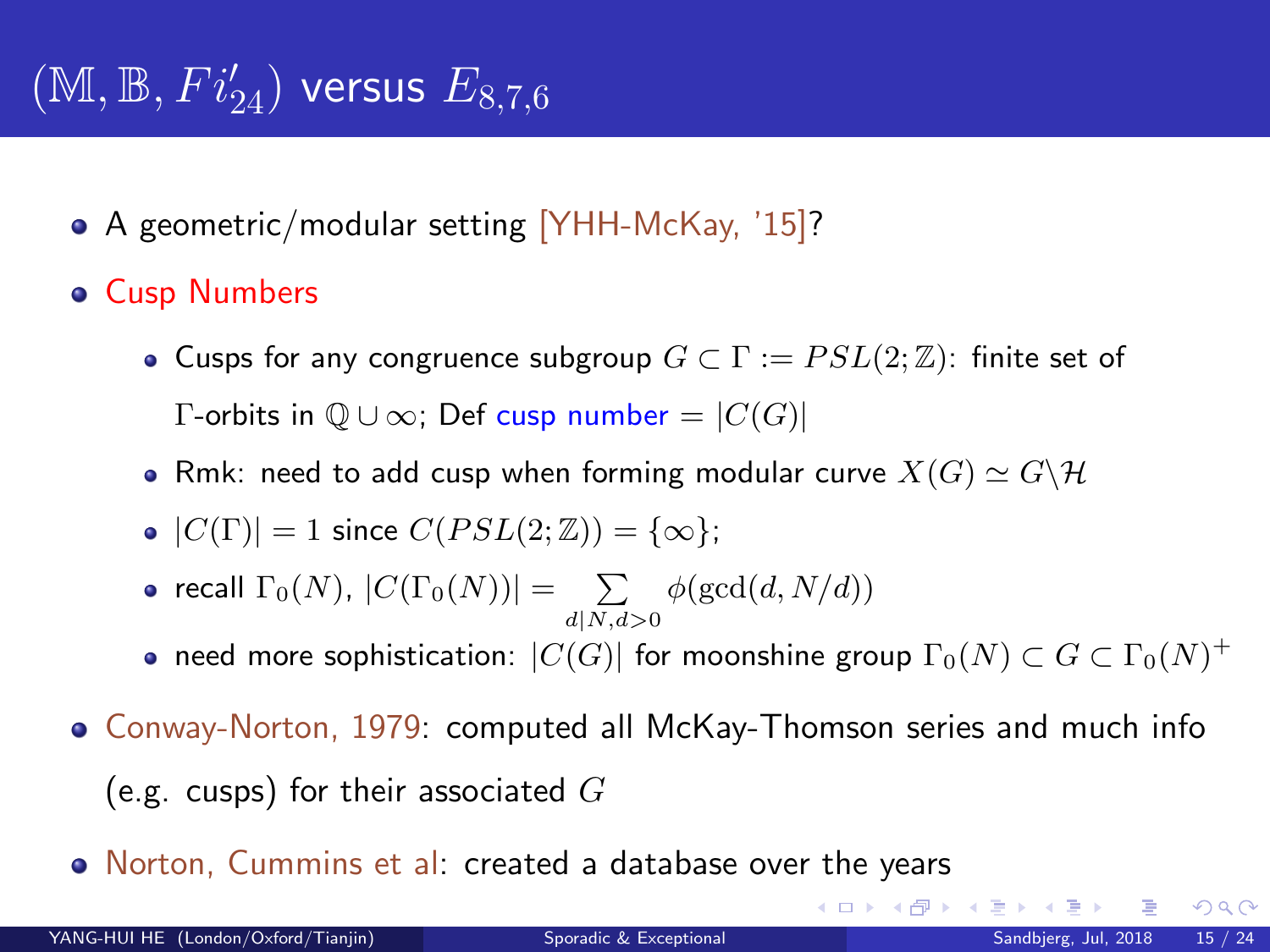# $(\mathbb{M}, \mathbb{B}, Fi'_{24})$ versus $E_{8,7,6}$

- A geometric/modular setting [YHH-McKay, '15]?
- Cusp Numbers
  - Cusps for any congruence subgroup $G \subset \Gamma := PSL(2;\mathbb{Z})$: finite set of $\Gamma$-orbits in $\mathbb{Q} \cup \infty$; Def cusp number $= |C(G)|$
  - Rmk: need to add cusp when forming modular curve $X(G) \simeq G\backslash\mathcal{H}$
  - $|C(\Gamma)| = 1$ since $C(PSL(2;\mathbb{Z})) = \{\infty\}$;
  - recall $\Gamma_0(N)$, $|C(\Gamma_0(N))| = \sum\limits_{d|N, d>0} \phi(\gcd(d, N/d))$
  - need more sophistication: $|C(G)|$ for moonshine group $\Gamma_0(N) \subset G \subset \Gamma_0(N)^+$
- Conway-Norton, 1979: computed all McKay-Thomson series and much info (e.g. cusps) for their associated $G$
- Norton, Cummins et al: created a database over the years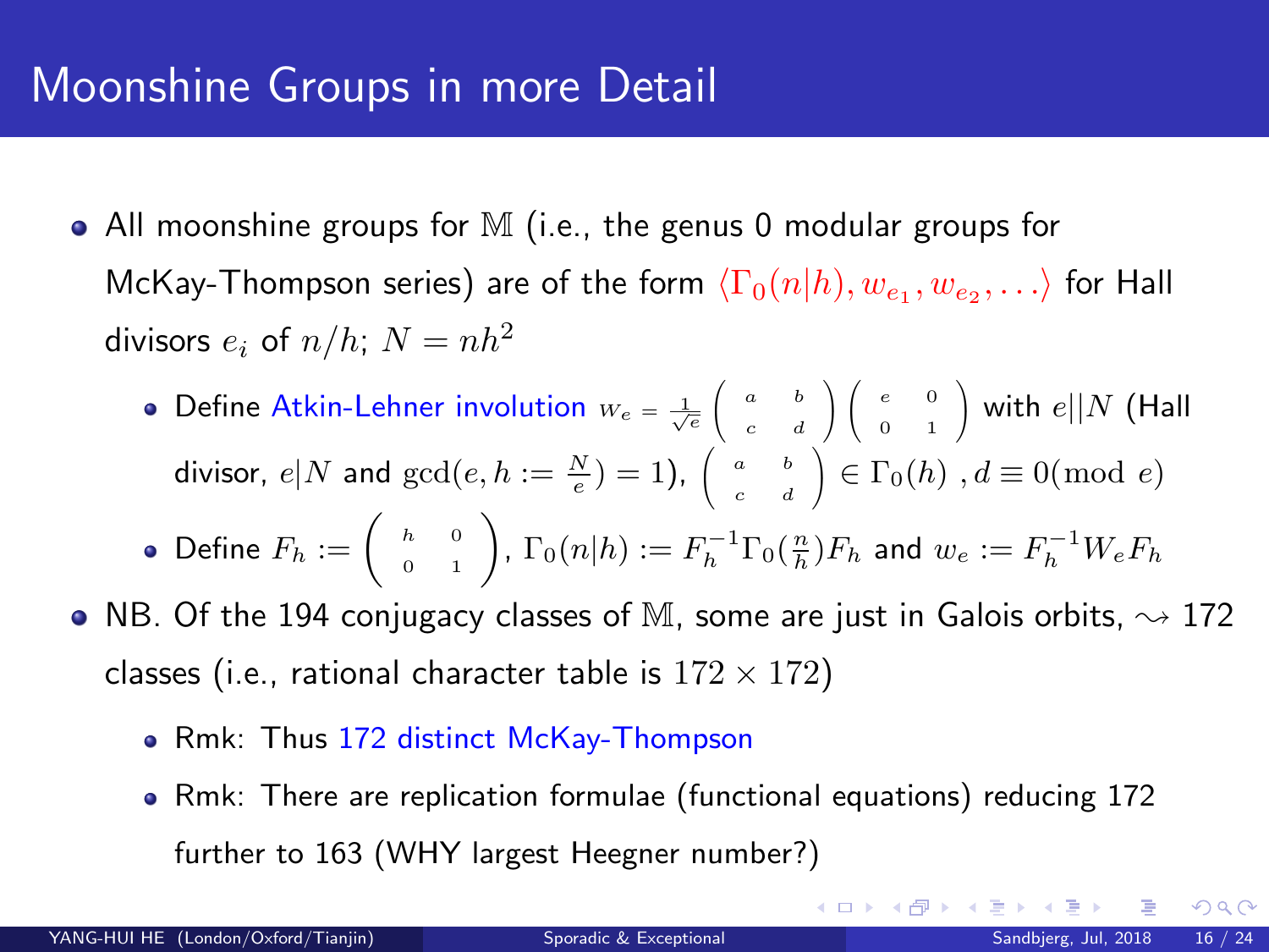# Moonshine Groups in more Detail

- All moonshine groups for $\mathbb{M}$ (i.e., the genus 0 modular groups for McKay-Thompson series) are of the form $\langle \Gamma_0(n|h), w_{e_1}, w_{e_2}, \ldots \rangle$ for Hall divisors $e_i$ of $n/h$; $N = nh^2$
  - Define Atkin-Lehner involution $W_e = \frac{1}{\sqrt{e}} \left( \begin{array}{cc} a & b \\ c & d \end{array} \right) \left( \begin{array}{cc} e & 0 \\ 0 & 1 \end{array} \right)$ with $e||N$ (Hall divisor, $e|N$ and $\gcd(e, h := \frac{N}{e}) = 1$), $\left( \begin{array}{cc} a & b \\ c & d \end{array} \right) \in \Gamma_0(h)$ , $d \equiv 0 (\mathrm{mod}\ e)$
  - Define $F_h := \left( \begin{array}{cc} h & 0 \\ 0 & 1 \end{array} \right)$, $\Gamma_0(n|h) := F_h^{-1} \Gamma_0(\frac{n}{h}) F_h$ and $w_e := F_h^{-1} W_e F_h$
- NB. Of the 194 conjugacy classes of $\mathbb{M}$, some are just in Galois orbits, $\rightsquigarrow$ 172 classes (i.e., rational character table is $172 \times 172$)
  - Rmk: Thus 172 distinct McKay-Thompson
  - Rmk: There are replication formulae (functional equations) reducing 172 further to 163 (WHY largest Heegner number?)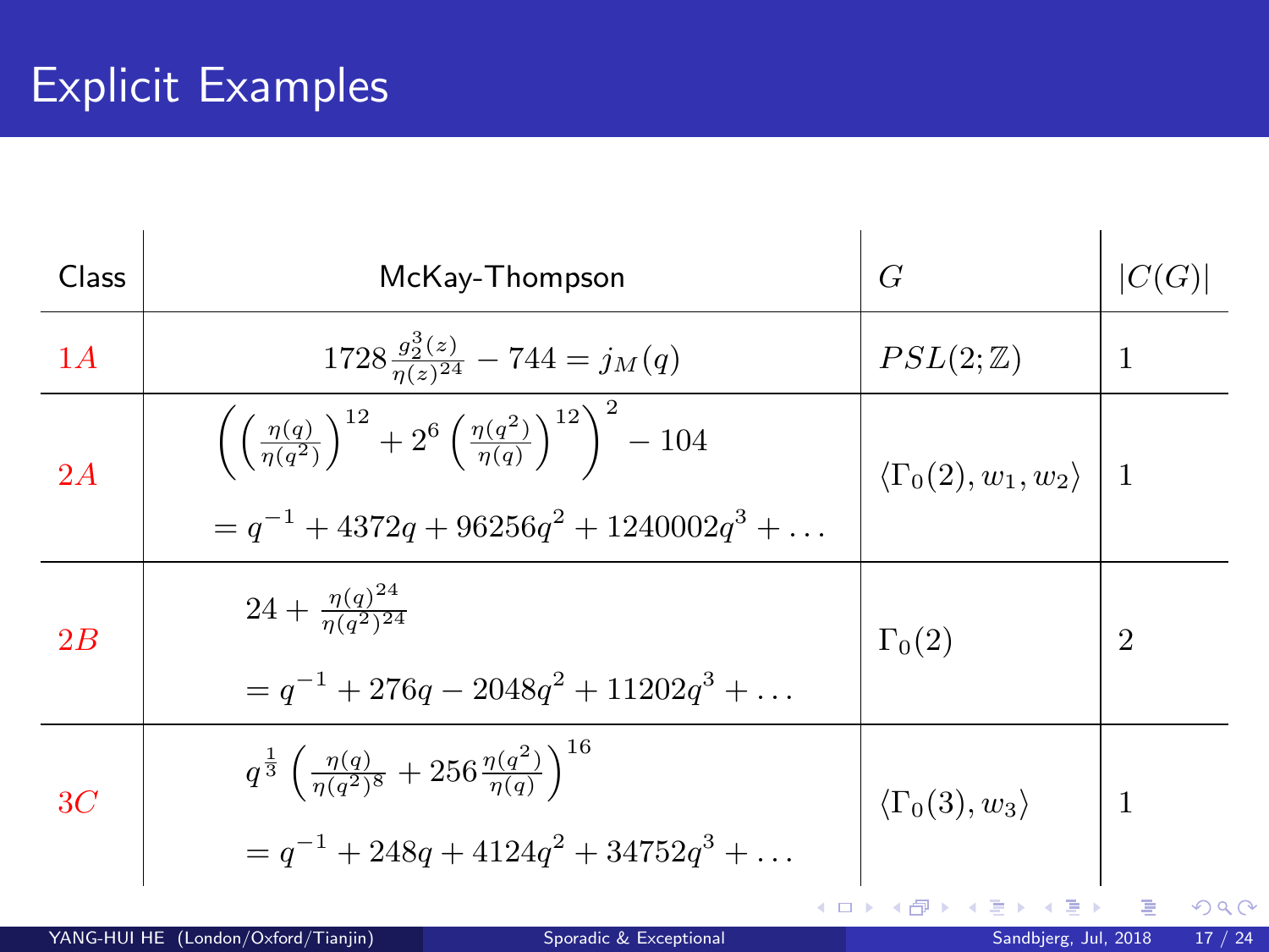# Explicit Examples

| Class | McKay-Thompson | $G$ | $\lvert C(G)\rvert$ |
|---|---|---|---|
| $1A$ | $1728\frac{g_2^3(z)}{\eta(z)^{24}} - 744 = j_M(q)$ | $PSL(2;\mathbb{Z})$ | 1 |
| $2A$ | $\left(\left(\frac{\eta(q)}{\eta(q^2)}\right)^{12} + 2^6\left(\frac{\eta(q^2)}{\eta(q)}\right)^{12}\right)^2 - 104$ $= q^{-1} + 4372q + 96256q^2 + 1240002q^3 + \ldots$ | $\langle \Gamma_0(2), w_1, w_2 \rangle$ | 1 |
| $2B$ | $24 + \frac{\eta(q)^{24}}{\eta(q^2)^{24}}$ $= q^{-1} + 276q - 2048q^2 + 11202q^3 + \ldots$ | $\Gamma_0(2)$ | 2 |
| $3C$ | $q^{\frac{1}{3}}\left(\frac{\eta(q)}{\eta(q^2)^8} + 256\frac{\eta(q^2)}{\eta(q)}\right)^{16}$ $= q^{-1} + 248q + 4124q^2 + 34752q^3 + \ldots$ | $\langle \Gamma_0(3), w_3 \rangle$ | 1 |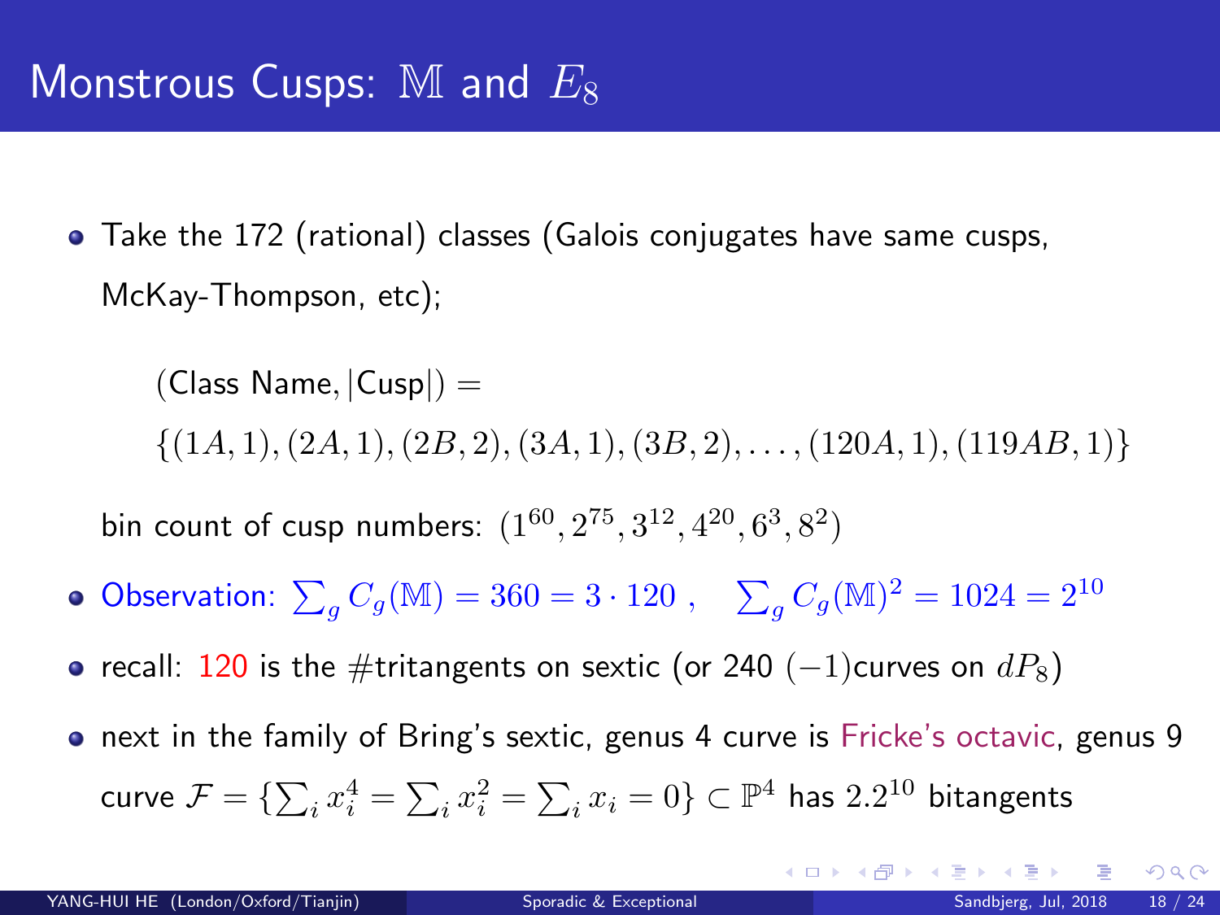# Monstrous Cusps: $\mathbb{M}$ and $E_8$

- Take the 172 (rational) classes (Galois conjugates have same cusps, McKay-Thompson, etc);

  $$(\text{Class Name}, |\text{Cusp}|) =$$
  $$\{(1A, 1), (2A, 1), (2B, 2), (3A, 1), (3B, 2), \ldots, (120A, 1), (119AB, 1)\}$$

  bin count of cusp numbers: $(1^{60}, 2^{75}, 3^{12}, 4^{20}, 6^{3}, 8^{2})$

- Observation: $\sum_g C_g(\mathbb{M}) = 360 = 3 \cdot 120$ , $\quad \sum_g C_g(\mathbb{M})^2 = 1024 = 2^{10}$
- recall: 120 is the #tritangents on sextic (or 240 $(-1)$curves on $dP_8$)
- next in the family of Bring's sextic, genus 4 curve is Fricke's octavic, genus 9 curve $\mathcal{F} = \{\sum_i x_i^4 = \sum_i x_i^2 = \sum_i x_i = 0\} \subset \mathbb{P}^4$ has $2.2^{10}$ bitangents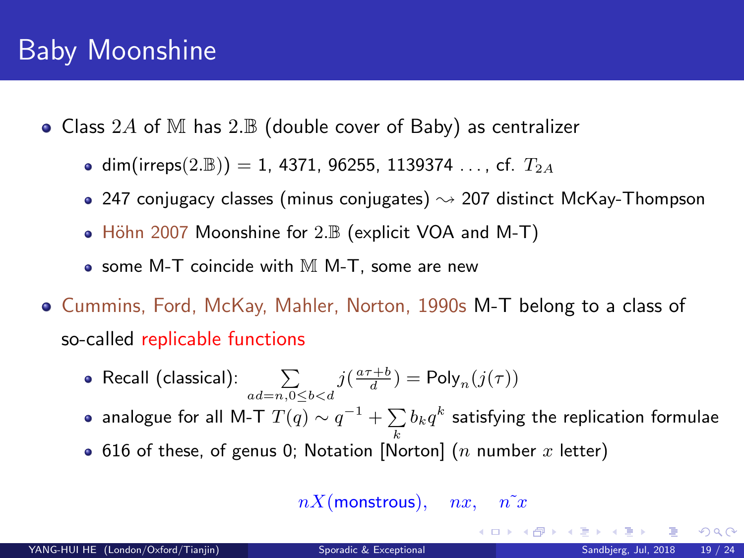# Baby Moonshine

- Class $2A$ of $\mathbb{M}$ has $2.\mathbb{B}$ (double cover of Baby) as centralizer
  - dim(irreps($2.\mathbb{B}$)) = 1, 4371, 96255, 1139374 ..., cf. $T_{2A}$
  - 247 conjugacy classes (minus conjugates) $\rightsquigarrow$ 207 distinct McKay-Thompson
  - Höhn 2007 Moonshine for $2.\mathbb{B}$ (explicit VOA and M-T)
  - some M-T coincide with $\mathbb{M}$ M-T, some are new
- Cummins, Ford, McKay, Mahler, Norton, 1990s M-T belong to a class of so-called replicable functions
  - Recall (classical): $\sum\limits_{ad=n, 0 \leq b < d} j(\frac{a\tau+b}{d}) = \text{Poly}_n(j(\tau))$
  - analogue for all M-T $T(q) \sim q^{-1} + \sum\limits_k b_k q^k$ satisfying the replication formulae
  - 616 of these, of genus 0; Notation [Norton] ($n$ number $x$ letter)

$$nX(\text{monstrous}), \quad nx, \quad n\tilde{x}$$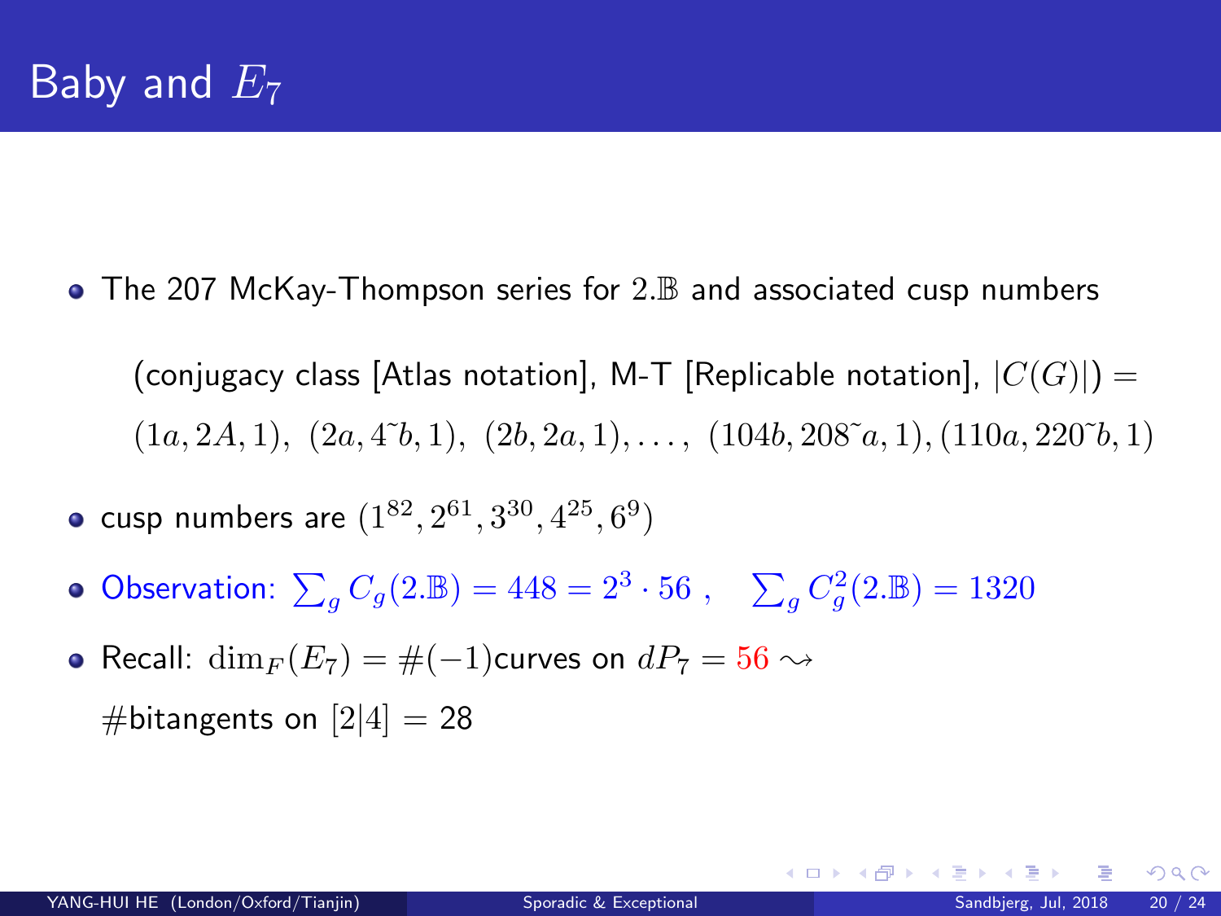# Baby and $E_7$

- The 207 McKay-Thompson series for $2.\mathbb{B}$ and associated cusp numbers

  (conjugacy class [Atlas notation], M-T [Replicable notation], $|C(G)|$) =
  $(1a, 2A, 1),\ (2a, 4\tilde{}b, 1),\ (2b, 2a, 1), \ldots,\ (104b, 208\tilde{}a, 1), (110a, 220\tilde{}b, 1)$

- cusp numbers are $(1^{82}, 2^{61}, 3^{30}, 4^{25}, 6^{9})$
- Observation: $\sum_g C_g(2.\mathbb{B}) = 448 = 2^3 \cdot 56\ ,\quad \sum_g C_g^2(2.\mathbb{B}) = 1320$
- Recall: $\dim_F(E_7) = \#(-1)$curves on $dP_7 = 56 \rightsquigarrow$
  #bitangents on $[2|4]$ = 28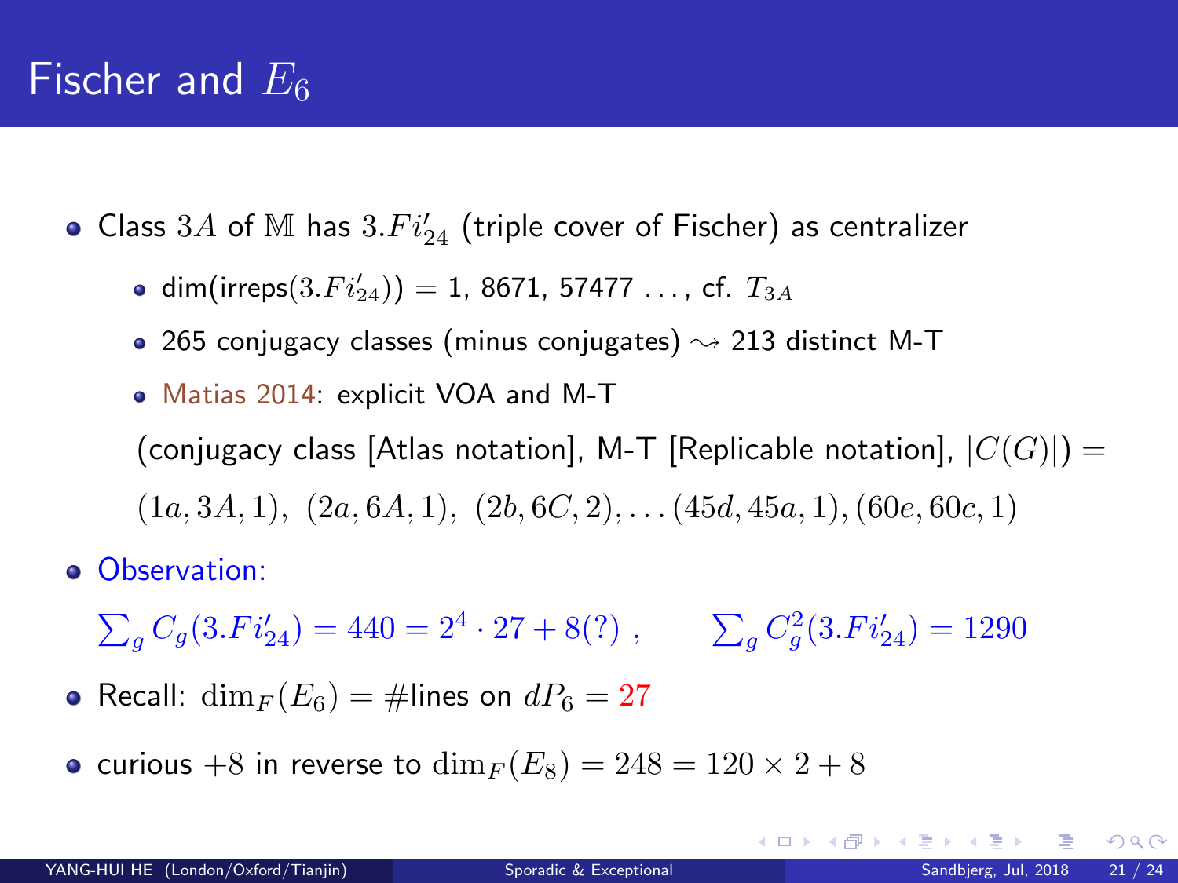# Fischer and $E_6$

- Class $3A$ of $\mathbb{M}$ has $3.Fi'_{24}$ (triple cover of Fischer) as centralizer
  - dim(irreps($3.Fi'_{24}$)) = 1, 8671, 57477 ..., cf. $T_{3A}$
  - 265 conjugacy classes (minus conjugates) $\rightsquigarrow$ 213 distinct M-T
  - Matias 2014: explicit VOA and M-T

  (conjugacy class [Atlas notation], M-T [Replicable notation], $|C(G)|$) =

  $(1a, 3A, 1),\ (2a, 6A, 1),\ (2b, 6C, 2), \ldots (45d, 45a, 1), (60e, 60c, 1)$

- Observation:

  $\sum_g C_g(3.Fi'_{24}) = 440 = 2^4 \cdot 27 + 8(?)\ , \qquad \sum_g C_g^2(3.Fi'_{24}) = 1290$

- Recall: $\dim_F(E_6) = \#\text{lines on } dP_6 = 27$
- curious $+8$ in reverse to $\dim_F(E_8) = 248 = 120 \times 2 + 8$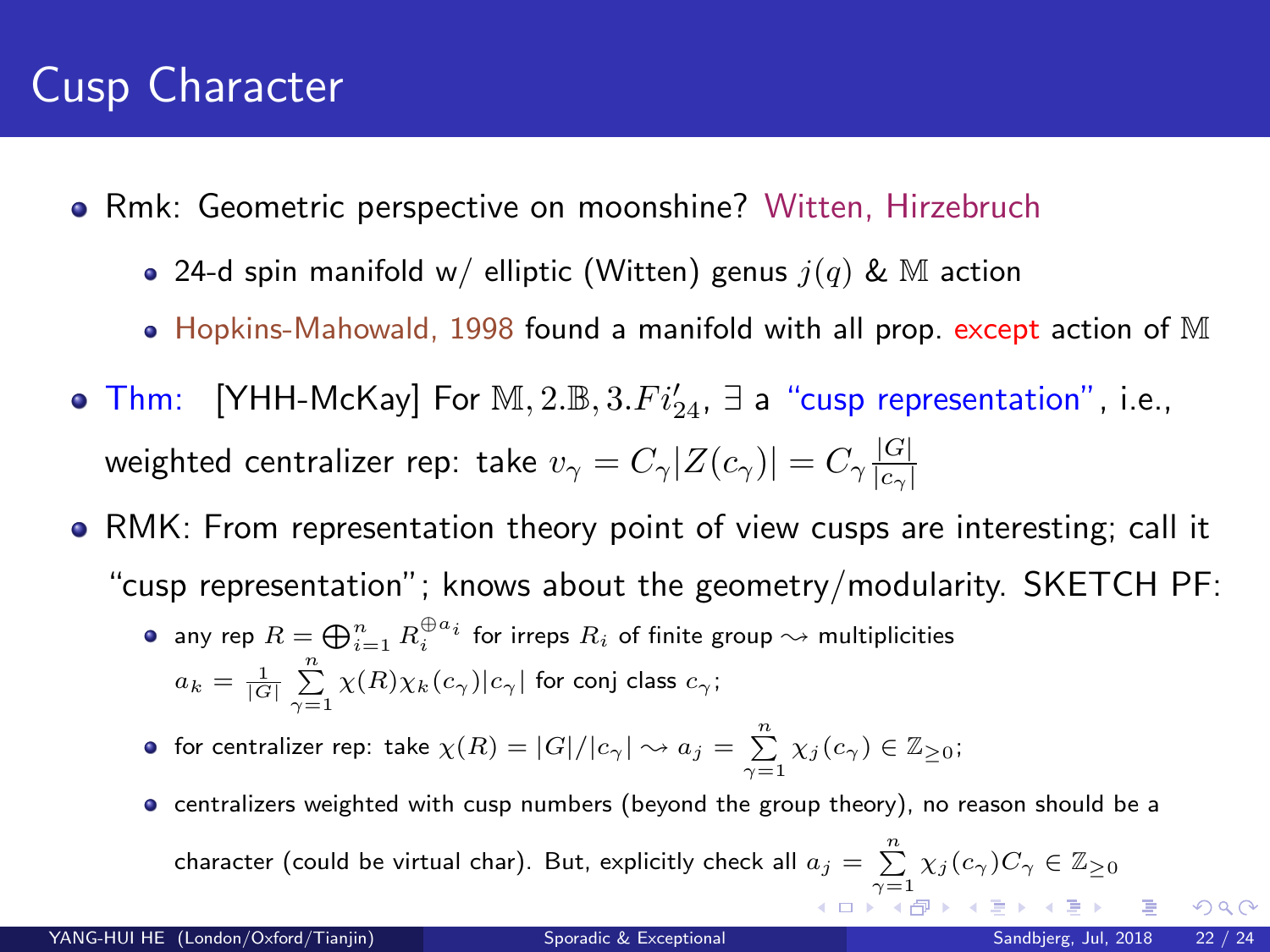# Cusp Character

- Rmk: Geometric perspective on moonshine? Witten, Hirzebruch
  - 24-d spin manifold w/ elliptic (Witten) genus $j(q)$ & $\mathbb{M}$ action
  - Hopkins-Mahowald, 1998 found a manifold with all prop. except action of $\mathbb{M}$
- Thm: [YHH-McKay] For $\mathbb{M}, 2.\mathbb{B}, 3.Fi'_{24}$, $\exists$ a "cusp representation", i.e., weighted centralizer rep: take $v_\gamma = C_\gamma |Z(c_\gamma)| = C_\gamma \frac{|G|}{|c_\gamma|}$
- RMK: From representation theory point of view cusps are interesting; call it "cusp representation"; knows about the geometry/modularity. SKETCH PF:
  - any rep $R = \bigoplus_{i=1}^{n} R_i^{\oplus a_i}$ for irreps $R_i$ of finite group $\rightsquigarrow$ multiplicities $a_k = \frac{1}{|G|} \sum\limits_{\gamma=1}^{n} \chi(R) \chi_k(c_\gamma) |c_\gamma|$ for conj class $c_\gamma$;
  - for centralizer rep: take $\chi(R) = |G|/|c_\gamma| \rightsquigarrow a_j = \sum\limits_{\gamma=1}^{n} \chi_j(c_\gamma) \in \mathbb{Z}_{\geq 0}$;
  - centralizers weighted with cusp numbers (beyond the group theory), no reason should be a character (could be virtual char). But, explicitly check all $a_j = \sum\limits_{\gamma=1}^{n} \chi_j(c_\gamma) C_\gamma \in \mathbb{Z}_{\geq 0}$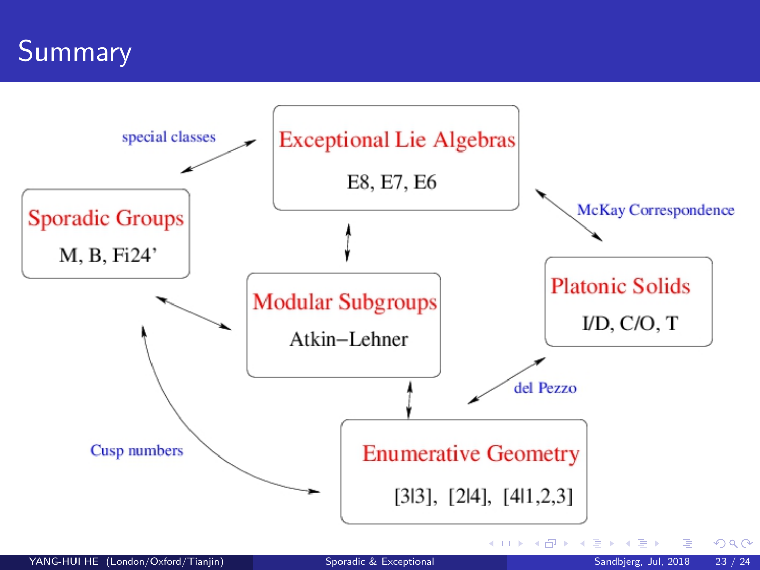# Summary

**Exceptional Lie Algebras**

E8, E7, E6

**Sporadic Groups**

M, B, Fi24'

**Modular Subgroups**

Atkin–Lehner

**Platonic Solids**

I/D, C/O, T

**Enumerative Geometry**

[3|3], [2|4], [4|1,2,3]

- Sporadic Groups ↔ Exceptional Lie Algebras: special classes
- Exceptional Lie Algebras ↔ Platonic Solids: McKay Correspondence
- Exceptional Lie Algebras ↔ Modular Subgroups
- Sporadic Groups ↔ Modular Subgroups
- Modular Subgroups ↔ Enumerative Geometry
- Platonic Solids ↔ Enumerative Geometry: del Pezzo
- Sporadic Groups ↔ Enumerative Geometry: Cusp numbers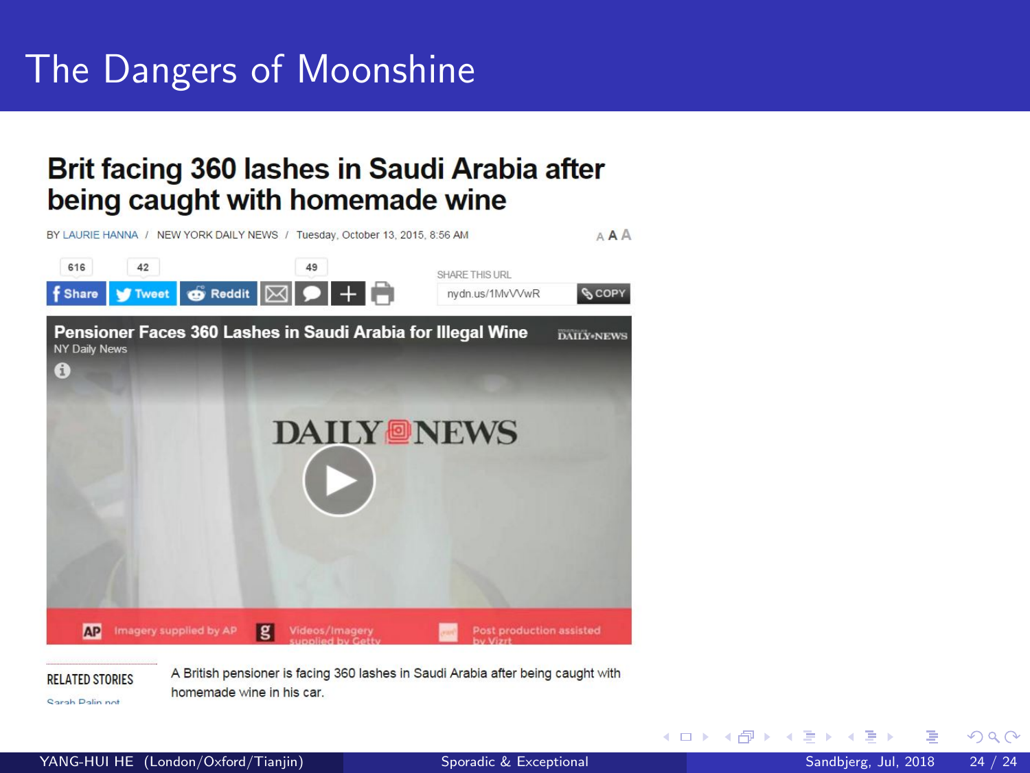# The Dangers of Moonshine

## Brit facing 360 lashes in Saudi Arabia after being caught with homemade wine

BY LAURIE HANNA / NEW YORK DAILY NEWS / Tuesday, October 13, 2015, 8:56 AM

616 Share 42 Tweet Reddit 49

SHARE THIS URL nydn.us/1MvVVwR COPY

Pensioner Faces 360 Lashes in Saudi Arabia for Illegal Wine
NY Daily News

DAILY NEWS

AP Imagery supplied by AP | Videos/Imagery supplied by Getty | Post production assisted by Vizrt

RELATED STORIES

Sarah Palin not

A British pensioner is facing 360 lashes in Saudi Arabia after being caught with homemade wine in his car.